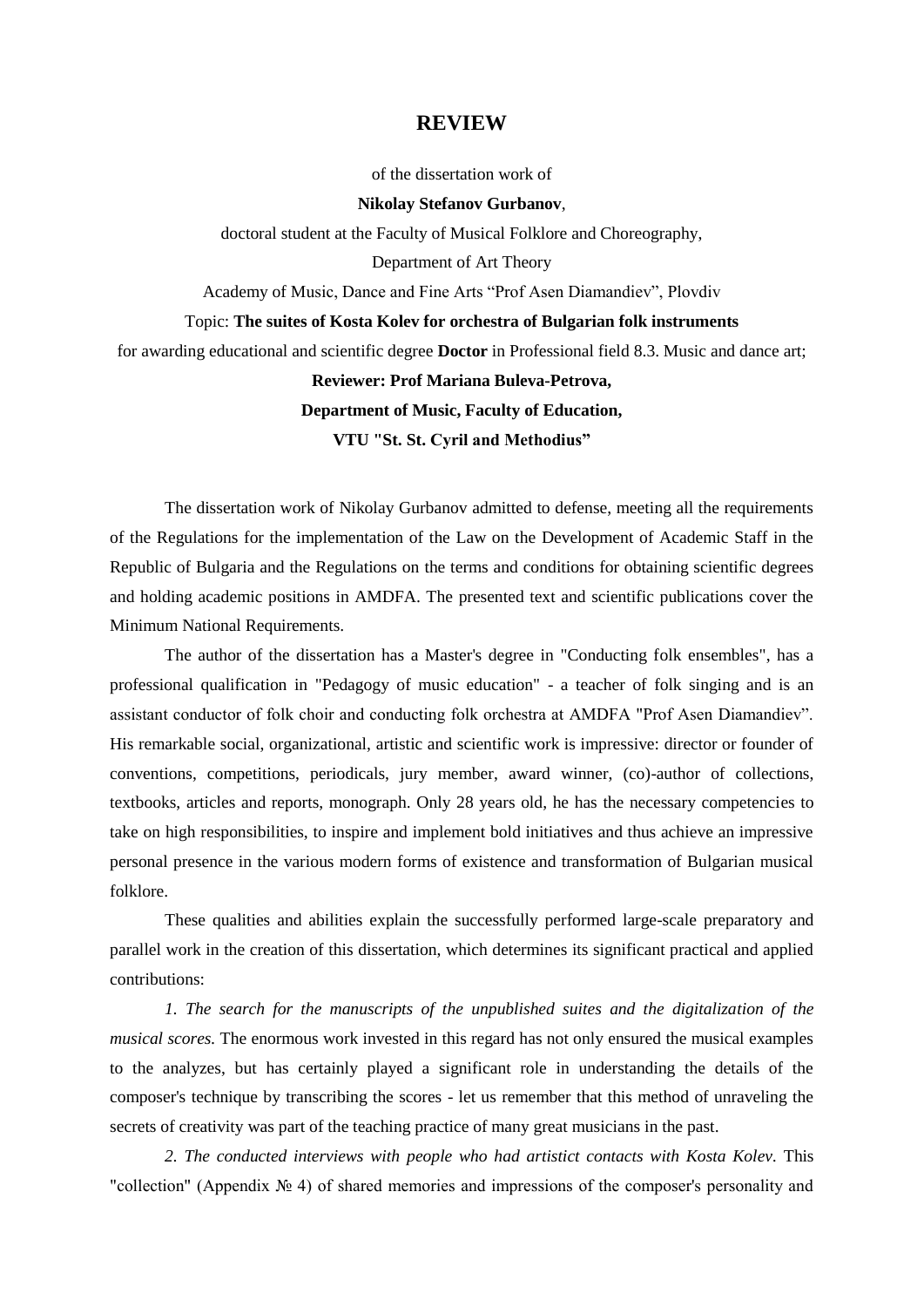# REVIEW

of the dissertation work of

**Nikolay Stefanov Gurbanov**,

doctoral student at the Faculty of Musical Folklore and Choreography,

Department of Art Theory

Academy of Music, Dance and Fine Arts "Prof Asen Diamandiev", Plovdiv

Topic: **The suites of Kosta Kolev for orchestra of Bulgarian folk instruments**

for awarding educational and scientific degree **Doctor** in Professional field 8.3. Music and dance art;

**Reviewer: Prof Mariana Buleva-Petrova,**

**Department of Music, Faculty of Education,**

**VTU "St. St. Cyril and Methodius"**

The dissertation work of Nikolay Gurbanov admitted to defense, meeting all the requirements of the Regulations for the implementation of the Law on the Development of Academic Staff in the Republic of Bulgaria and the Regulations on the terms and conditions for obtaining scientific degrees and holding academic positions in AMDFA. The presented text and scientific publications cover the Minimum National Requirements.

The author of the dissertation has a Master's degree in "Conducting folk ensembles", has a professional qualification in "Pedagogy of music education" - a teacher of folk singing and is an assistant conductor of folk choir and conducting folk orchestra at AMDFA "Prof Asen Diamandiev". His remarkable social, organizational, artistic and scientific work is impressive: director or founder of conventions, competitions, periodicals, jury member, award winner, (co)-author of collections, textbooks, articles and reports, monograph. Only 28 years old, he has the necessary competencies to take on high responsibilities, to inspire and implement bold initiatives and thus achieve an impressive personal presence in the various modern forms of existence and transformation of Bulgarian musical folklore.

These qualities and abilities explain the successfully performed large-scale preparatory and parallel work in the creation of this dissertation, which determines its significant practical and applied contributions:

*1. The search for the manuscripts of the unpublished suites and the digitalization of the musical scores.* The enormous work invested in this regard has not only ensured the musical examples to the analyzes, but has certainly played a significant role in understanding the details of the composer's technique by transcribing the scores - let us remember that this method of unraveling the secrets of creativity was part of the teaching practice of many great musicians in the past.

*2. The conducted interviews with people who had artistict contacts with Kosta Kolev*. This "collection" (Appendix № 4) of shared memories and impressions of the composer's personality and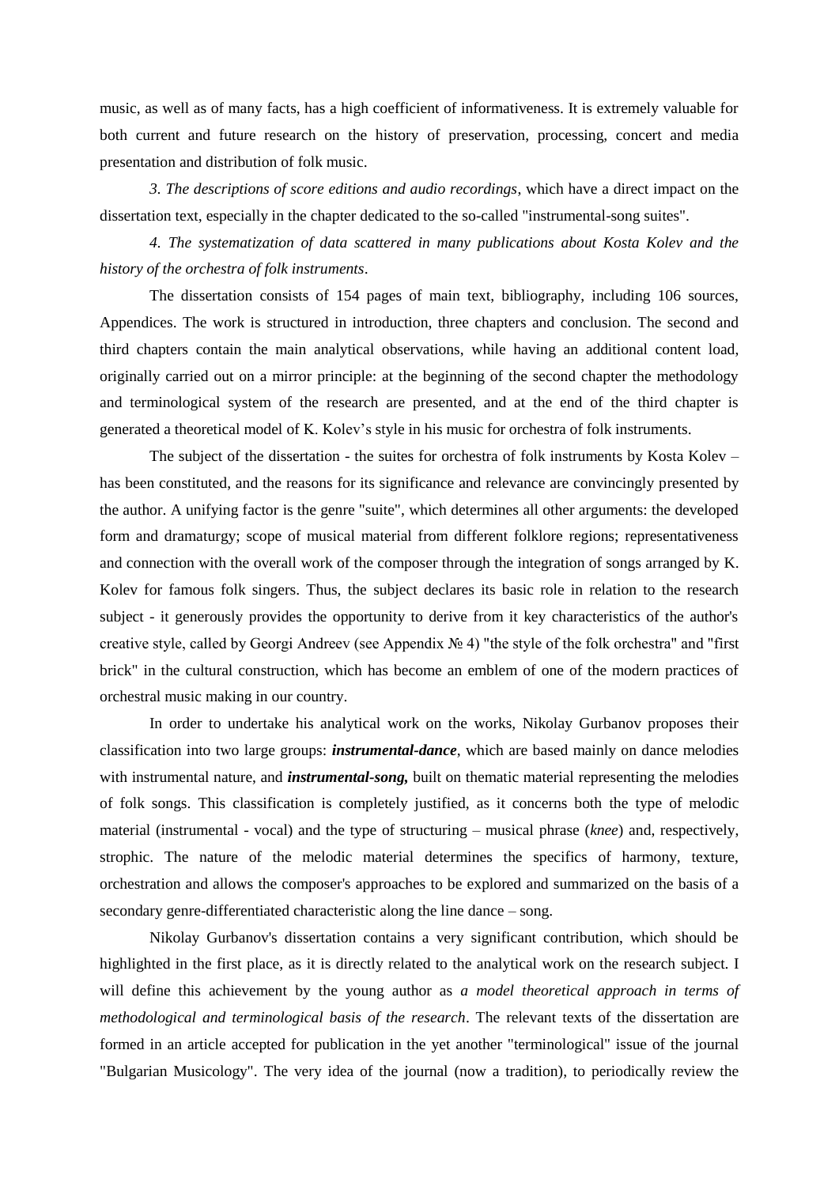music, as well as of many facts, has a high coefficient of informativeness. It is extremely valuable for both current and future research on the history of preservation, processing, concert and media presentation and distribution of folk music.

*3. The descriptions of score editions and audio recordings*, which have a direct impact on the dissertation text, especially in the chapter dedicated to the so-called "instrumental-song suites".

*4. The systematization of data scattered in many publications about Kosta Kolev and the history of the orchestra of folk instruments*.

The dissertation consists of 154 pages of main text, bibliography, including 106 sources, Appendices. The work is structured in introduction, three chapters and conclusion. The second and third chapters contain the main analytical observations, while having an additional content load, originally carried out on a mirror principle: at the beginning of the second chapter the methodology and terminological system of the research are presented, and at the end of the third chapter is generated a theoretical model of K. Kolev's style in his music for orchestra of folk instruments.

The subject of the dissertation - the suites for orchestra of folk instruments by Kosta Kolev – has been constituted, and the reasons for its significance and relevance are convincingly presented by the author. A unifying factor is the genre "suite", which determines all other arguments: the developed form and dramaturgy; scope of musical material from different folklore regions; representativeness and connection with the overall work of the composer through the integration of songs arranged by K. Kolev for famous folk singers. Thus, the subject declares its basic role in relation to the research subject - it generously provides the opportunity to derive from it key characteristics of the author's creative style, called by Georgi Andreev (see Appendix № 4) "the style of the folk orchestra" and "first brick" in the cultural construction, which has become an emblem of one of the modern practices of orchestral music making in our country.

In order to undertake his analytical work on the works, Nikolay Gurbanov proposes their classification into two large groups: ***instrumental-dance***, which are based mainly on dance melodies with instrumental nature, and ***instrumental-song,*** built on thematic material representing the melodies of folk songs. This classification is completely justified, as it concerns both the type of melodic material (instrumental - vocal) and the type of structuring – musical phrase (*knee*) and, respectively, strophic. The nature of the melodic material determines the specifics of harmony, texture, orchestration and allows the composer's approaches to be explored and summarized on the basis of a secondary genre-differentiated characteristic along the line dance – song.

Nikolay Gurbanov's dissertation contains a very significant contribution, which should be highlighted in the first place, as it is directly related to the analytical work on the research subject. I will define this achievement by the young author as *a model theoretical approach in terms of methodological and terminological basis of the research*. The relevant texts of the dissertation are formed in an article accepted for publication in the yet another "terminological" issue of the journal "Bulgarian Musicology". The very idea of the journal (now a tradition), to periodically review the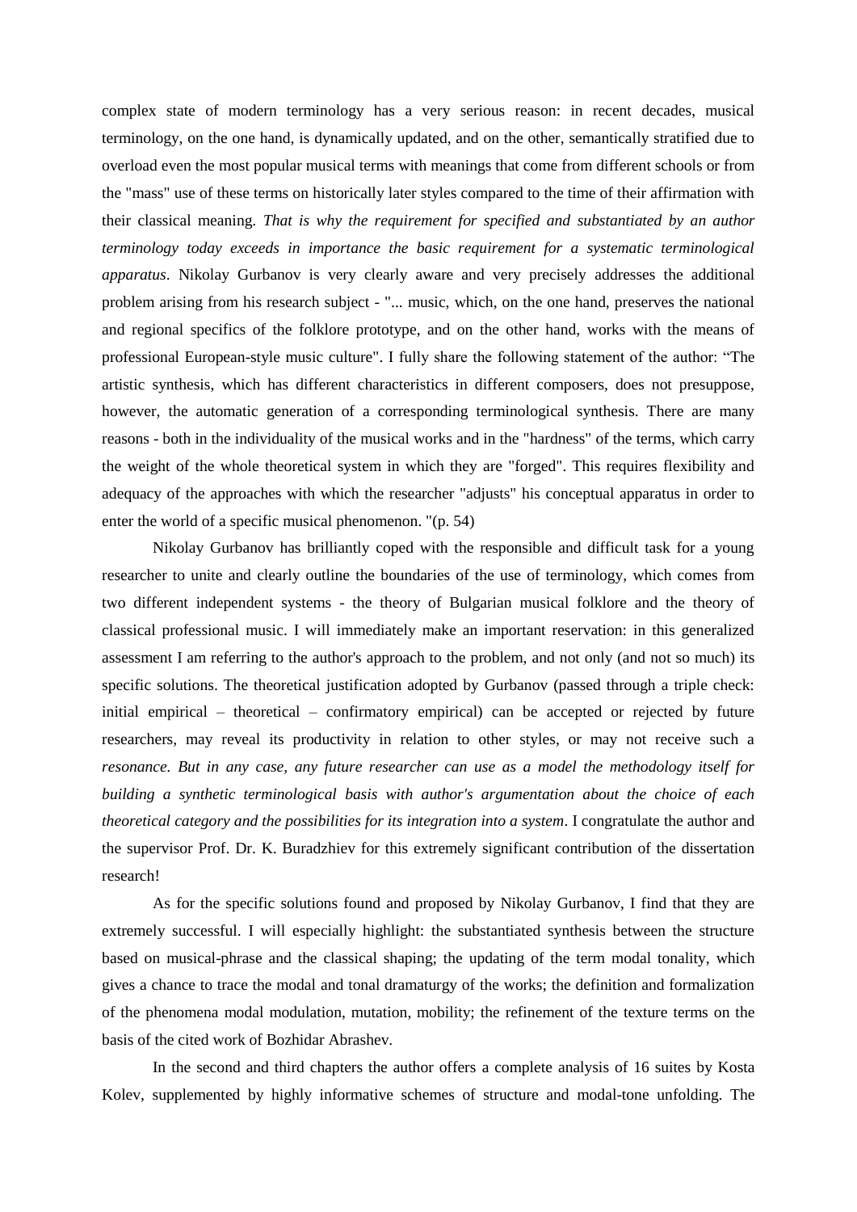complex state of modern terminology has a very serious reason: in recent decades, musical terminology, on the one hand, is dynamically updated, and on the other, semantically stratified due to overload even the most popular musical terms with meanings that come from different schools or from the "mass" use of these terms on historically later styles compared to the time of their affirmation with their classical meaning. *That is why the requirement for specified and substantiated by an author terminology today exceeds in importance the basic requirement for a systematic terminological apparatus*. Nikolay Gurbanov is very clearly aware and very precisely addresses the additional problem arising from his research subject - "... music, which, on the one hand, preserves the national and regional specifics of the folklore prototype, and on the other hand, works with the means of professional European-style music culture". I fully share the following statement of the author: "The artistic synthesis, which has different characteristics in different composers, does not presuppose, however, the automatic generation of a corresponding terminological synthesis. There are many reasons - both in the individuality of the musical works and in the "hardness" of the terms, which carry the weight of the whole theoretical system in which they are "forged". This requires flexibility and adequacy of the approaches with which the researcher "adjusts" his conceptual apparatus in order to enter the world of a specific musical phenomenon. "(p. 54)

Nikolay Gurbanov has brilliantly coped with the responsible and difficult task for a young researcher to unite and clearly outline the boundaries of the use of terminology, which comes from two different independent systems - the theory of Bulgarian musical folklore and the theory of classical professional music. I will immediately make an important reservation: in this generalized assessment I am referring to the author's approach to the problem, and not only (and not so much) its specific solutions. The theoretical justification adopted by Gurbanov (passed through a triple check: initial empirical – theoretical – confirmatory empirical) can be accepted or rejected by future researchers, may reveal its productivity in relation to other styles, or may not receive such a *resonance. But in any case, any future researcher can use as a model the methodology itself for building a synthetic terminological basis with author's argumentation about the choice of each theoretical category and the possibilities for its integration into a system*. I congratulate the author and the supervisor Prof. Dr. K. Buradzhiev for this extremely significant contribution of the dissertation research!

As for the specific solutions found and proposed by Nikolay Gurbanov, I find that they are extremely successful. I will especially highlight: the substantiated synthesis between the structure based on musical-phrase and the classical shaping; the updating of the term modal tonality, which gives a chance to trace the modal and tonal dramaturgy of the works; the definition and formalization of the phenomena modal modulation, mutation, mobility; the refinement of the texture terms on the basis of the cited work of Bozhidar Abrashev.

In the second and third chapters the author offers a complete analysis of 16 suites by Kosta Kolev, supplemented by highly informative schemes of structure and modal-tone unfolding. The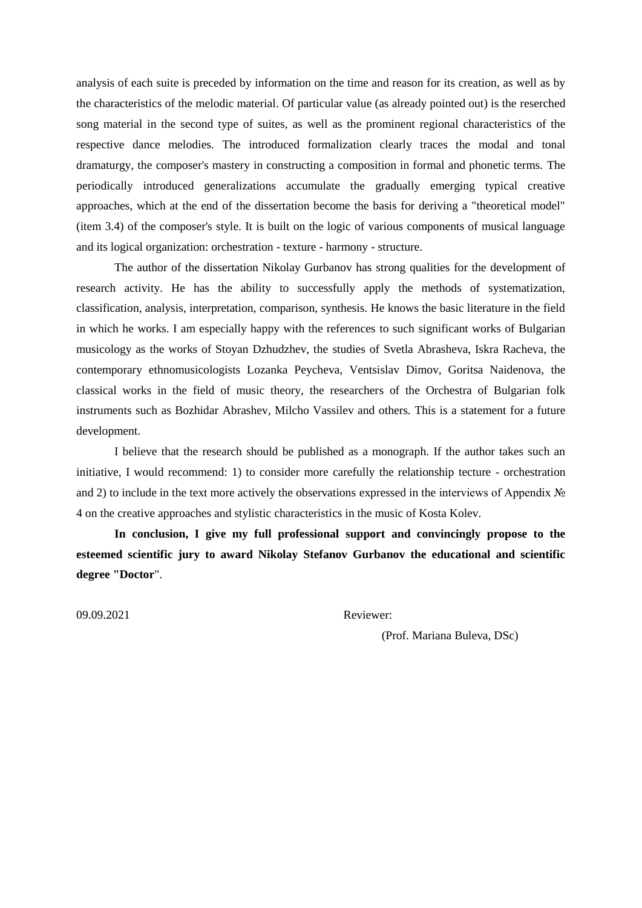analysis of each suite is preceded by information on the time and reason for its creation, as well as by the characteristics of the melodic material. Of particular value (as already pointed out) is the reserched song material in the second type of suites, as well as the prominent regional characteristics of the respective dance melodies. The introduced formalization clearly traces the modal and tonal dramaturgy, the composer's mastery in constructing a composition in formal and phonetic terms. The periodically introduced generalizations accumulate the gradually emerging typical creative approaches, which at the end of the dissertation become the basis for deriving a "theoretical model" (item 3.4) of the composer's style. It is built on the logic of various components of musical language and its logical organization: orchestration - texture - harmony - structure.

The author of the dissertation Nikolay Gurbanov has strong qualities for the development of research activity. He has the ability to successfully apply the methods of systematization, classification, analysis, interpretation, comparison, synthesis. He knows the basic literature in the field in which he works. I am especially happy with the references to such significant works of Bulgarian musicology as the works of Stoyan Dzhudzhev, the studies of Svetla Abrasheva, Iskra Racheva, the contemporary ethnomusicologists Lozanka Peycheva, Ventsislav Dimov, Goritsa Naidenova, the classical works in the field of music theory, the researchers of the Orchestra of Bulgarian folk instruments such as Bozhidar Abrashev, Milcho Vassilev and others. This is a statement for a future development.

I believe that the research should be published as a monograph. If the author takes such an initiative, I would recommend: 1) to consider more carefully the relationship tecture - orchestration and 2) to include in the text more actively the observations expressed in the interviews of Appendix № 4 on the creative approaches and stylistic characteristics in the music of Kosta Kolev.

**In conclusion, I give my full professional support and convincingly propose to the esteemed scientific jury to award Nikolay Stefanov Gurbanov the educational and scientific degree "Doctor**".

09.09.2021 Reviewer:

(Prof. Mariana Buleva, DSc)